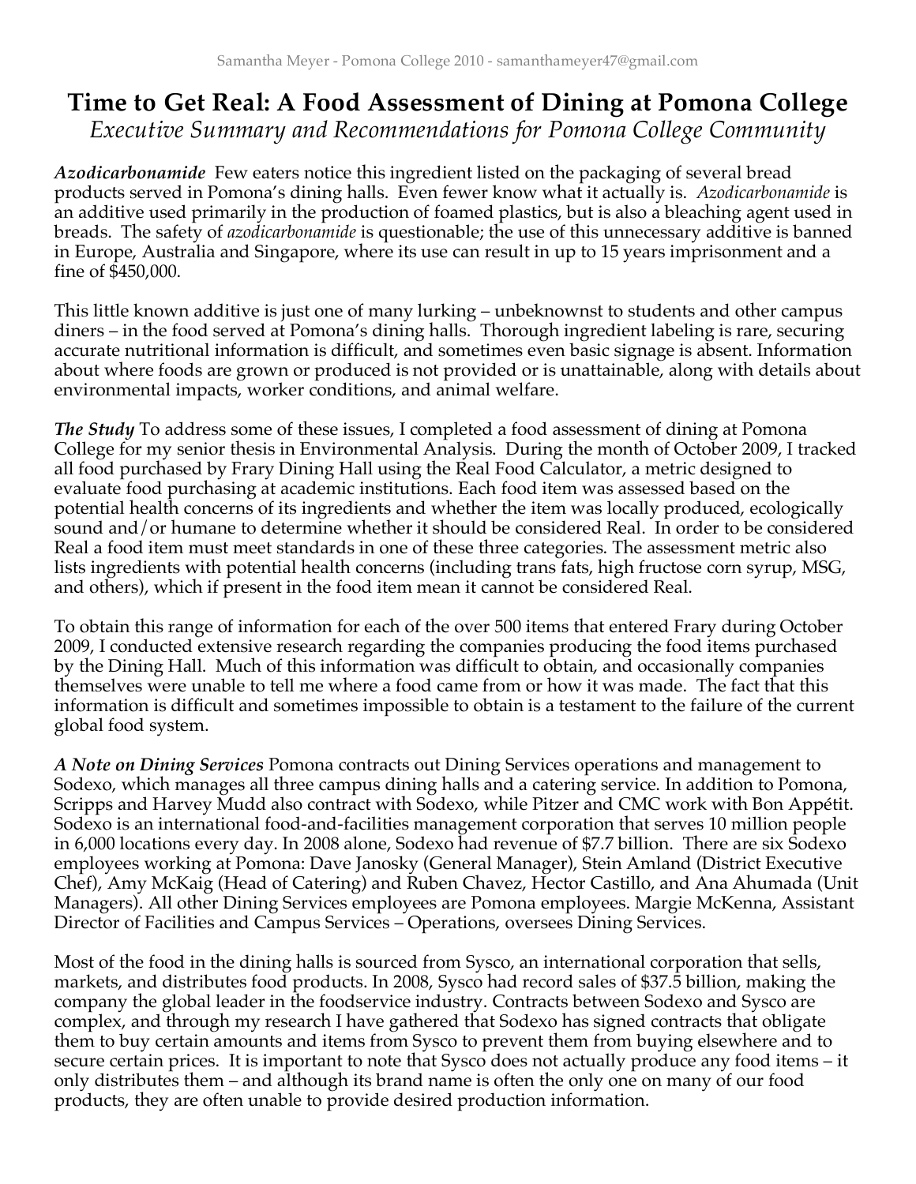# Time to Get Real: A Food Assessment of Dining at Pomona College

*Executive Summary and Recommendations for Pomona College Community*

***Azodicarbonamide*** Few eaters notice this ingredient listed on the packaging of several bread products served in Pomona's dining halls. Even fewer know what it actually is. *Azodicarbonamide* is an additive used primarily in the production of foamed plastics, but is also a bleaching agent used in breads. The safety of *azodicarbonamide* is questionable; the use of this unnecessary additive is banned in Europe, Australia and Singapore, where its use can result in up to 15 years imprisonment and a fine of $450,000.

This little known additive is just one of many lurking – unbeknownst to students and other campus diners – in the food served at Pomona's dining halls. Thorough ingredient labeling is rare, securing accurate nutritional information is difficult, and sometimes even basic signage is absent. Information about where foods are grown or produced is not provided or is unattainable, along with details about environmental impacts, worker conditions, and animal welfare.

***The Study*** To address some of these issues, I completed a food assessment of dining at Pomona College for my senior thesis in Environmental Analysis. During the month of October 2009, I tracked all food purchased by Frary Dining Hall using the Real Food Calculator, a metric designed to evaluate food purchasing at academic institutions. Each food item was assessed based on the potential health concerns of its ingredients and whether the item was locally produced, ecologically sound and/or humane to determine whether it should be considered Real. In order to be considered Real a food item must meet standards in one of these three categories. The assessment metric also lists ingredients with potential health concerns (including trans fats, high fructose corn syrup, MSG, and others), which if present in the food item mean it cannot be considered Real.

To obtain this range of information for each of the over 500 items that entered Frary during October 2009, I conducted extensive research regarding the companies producing the food items purchased by the Dining Hall. Much of this information was difficult to obtain, and occasionally companies themselves were unable to tell me where a food came from or how it was made. The fact that this information is difficult and sometimes impossible to obtain is a testament to the failure of the current global food system.

***A Note on Dining Services*** Pomona contracts out Dining Services operations and management to Sodexo, which manages all three campus dining halls and a catering service. In addition to Pomona, Scripps and Harvey Mudd also contract with Sodexo, while Pitzer and CMC work with Bon Appétit. Sodexo is an international food-and-facilities management corporation that serves 10 million people in 6,000 locations every day. In 2008 alone, Sodexo had revenue of $7.7 billion. There are six Sodexo employees working at Pomona: Dave Janosky (General Manager), Stein Amland (District Executive Chef), Amy McKaig (Head of Catering) and Ruben Chavez, Hector Castillo, and Ana Ahumada (Unit Managers). All other Dining Services employees are Pomona employees. Margie McKenna, Assistant Director of Facilities and Campus Services – Operations, oversees Dining Services.

Most of the food in the dining halls is sourced from Sysco, an international corporation that sells, markets, and distributes food products. In 2008, Sysco had record sales of $37.5 billion, making the company the global leader in the foodservice industry. Contracts between Sodexo and Sysco are complex, and through my research I have gathered that Sodexo has signed contracts that obligate them to buy certain amounts and items from Sysco to prevent them from buying elsewhere and to secure certain prices. It is important to note that Sysco does not actually produce any food items – it only distributes them – and although its brand name is often the only one on many of our food products, they are often unable to provide desired production information.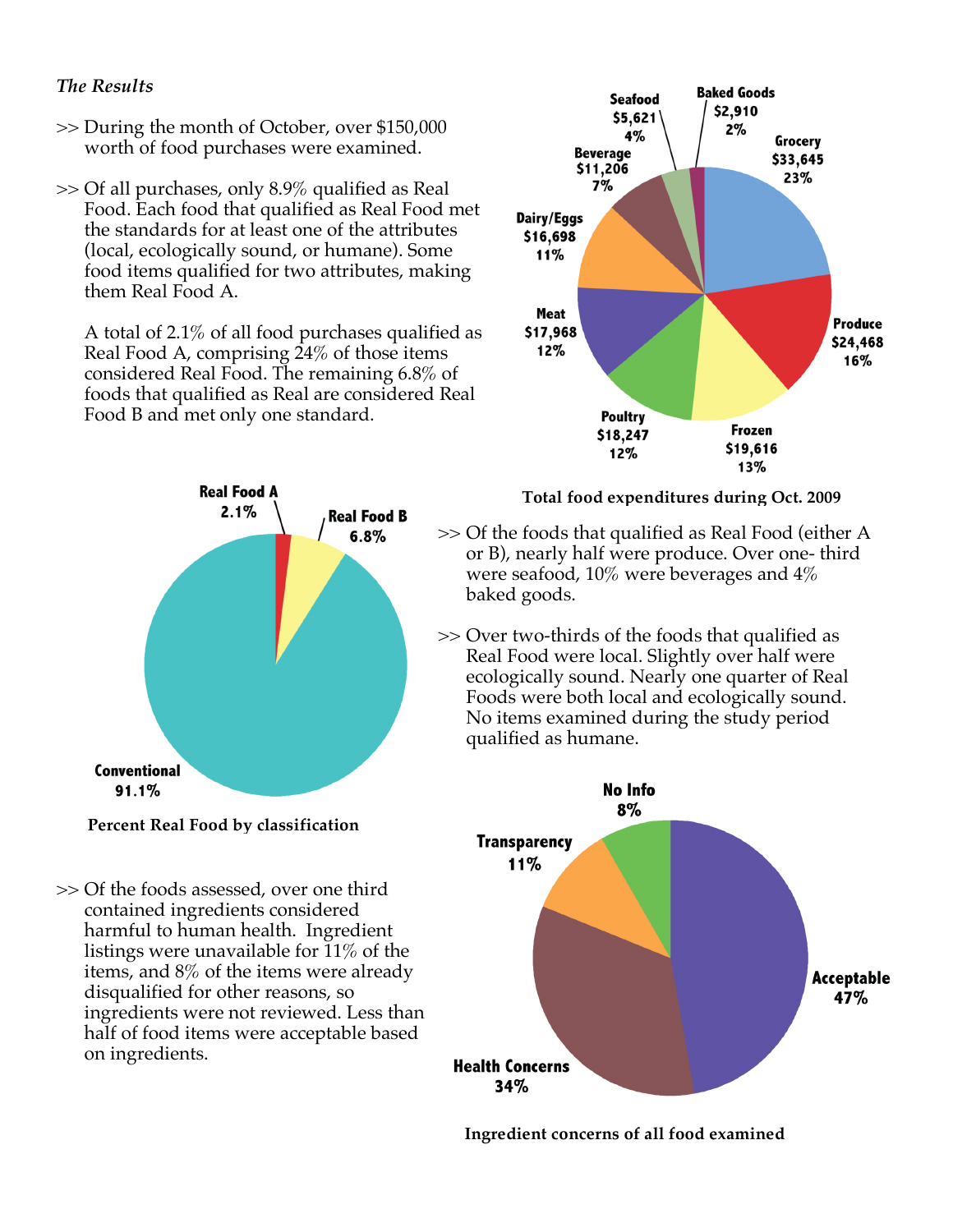*The Results*

>> During the month of October, over $150,000 worth of food purchases were examined.

>> Of all purchases, only 8.9% qualified as Real Food. Each food that qualified as Real Food met the standards for at least one of the attributes (local, ecologically sound, or humane). Some food items qualified for two attributes, making them Real Food A.

A total of 2.1% of all food purchases qualified as Real Food A, comprising 24% of those items considered Real Food. The remaining 6.8% of foods that qualified as Real are considered Real Food B and met only one standard.

| Category | Amount | Percent |
|---|---|---|
| Grocery | $33,645 | 23% |
| Produce | $24,468 | 16% |
| Frozen | $19,616 | 13% |
| Poultry | $18,247 | 12% |
| Meat | $17,968 | 12% |
| Dairy/Eggs | $16,698 | 11% |
| Beverage | $11,206 | 7% |
| Seafood | $5,621 | 4% |
| Baked Goods | $2,910 | 2% |

**Total food expenditures during Oct. 2009**

| Classification | Percent |
|---|---|
| Real Food A | 2.1% |
| Real Food B | 6.8% |
| Conventional | 91.1% |

**Percent Real Food by classification**

>> Of the foods that qualified as Real Food (either A or B), nearly half were produce. Over one- third were seafood, 10% were beverages and 4% baked goods.

>> Over two-thirds of the foods that qualified as Real Food were local. Slightly over half were ecologically sound. Nearly one quarter of Real Foods were both local and ecologically sound. No items examined during the study period qualified as humane.

>> Of the foods assessed, over one third contained ingredients considered harmful to human health. Ingredient listings were unavailable for 11% of the items, and 8% of the items were already disqualified for other reasons, so ingredients were not reviewed. Less than half of food items were acceptable based on ingredients.

| Ingredient concern | Percent |
|---|---|
| Acceptable | 47% |
| Health Concerns | 34% |
| Transparency | 11% |
| No Info | 8% |

**Ingredient concerns of all food examined**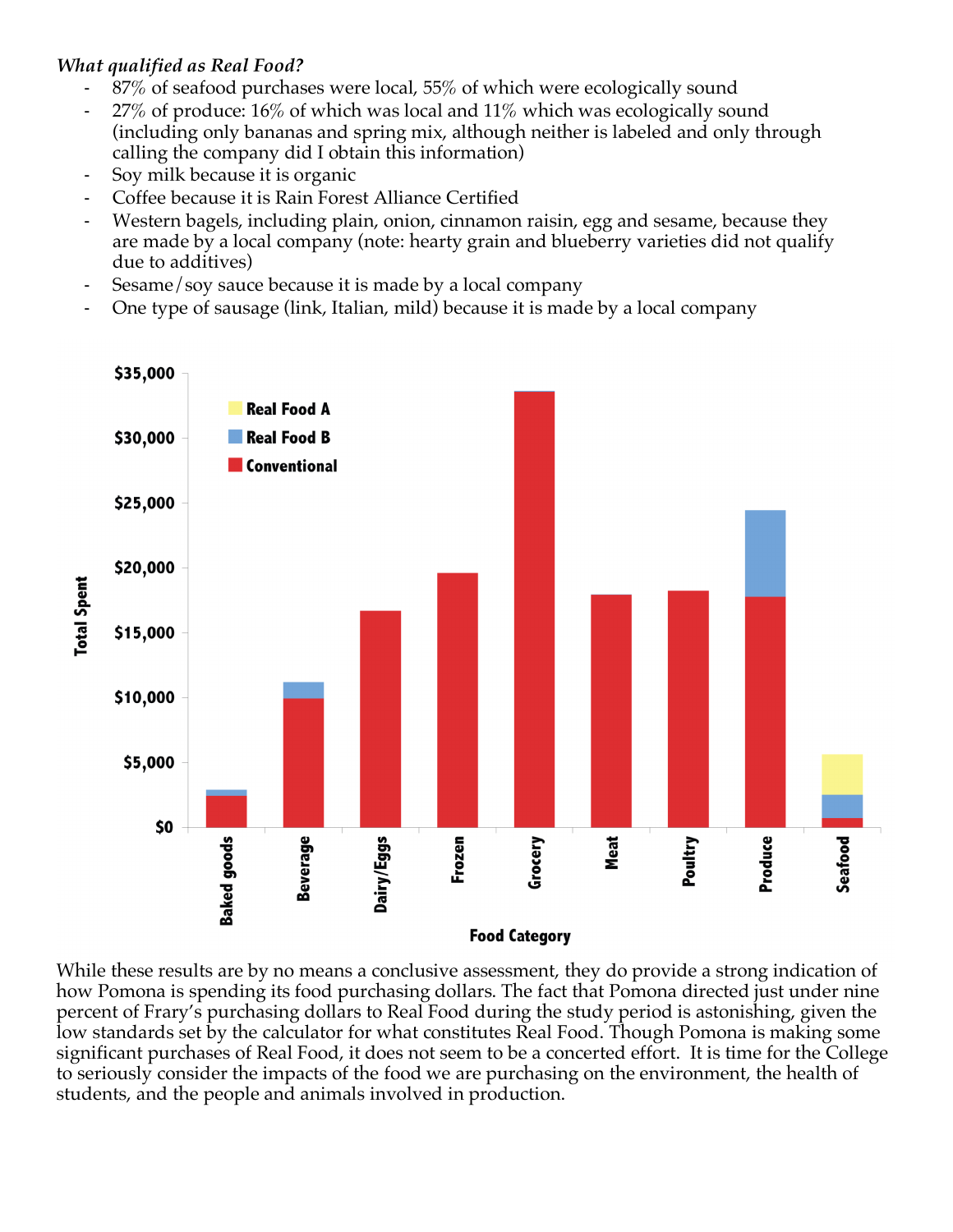*What qualified as Real Food?*

- 87% of seafood purchases were local, 55% of which were ecologically sound
- 27% of produce: 16% of which was local and 11% which was ecologically sound (including only bananas and spring mix, although neither is labeled and only through calling the company did I obtain this information)
- Soy milk because it is organic
- Coffee because it is Rain Forest Alliance Certified
- Western bagels, including plain, onion, cinnamon raisin, egg and sesame, because they are made by a local company (note: hearty grain and blueberry varieties did not qualify due to additives)
- Sesame/soy sauce because it is made by a local company
- One type of sausage (link, Italian, mild) because it is made by a local company

While these results are by no means a conclusive assessment, they do provide a strong indication of how Pomona is spending its food purchasing dollars. The fact that Pomona directed just under nine percent of Frary's purchasing dollars to Real Food during the study period is astonishing, given the low standards set by the calculator for what constitutes Real Food. Though Pomona is making some significant purchases of Real Food, it does not seem to be a concerted effort. It is time for the College to seriously consider the impacts of the food we are purchasing on the environment, the health of students, and the people and animals involved in production.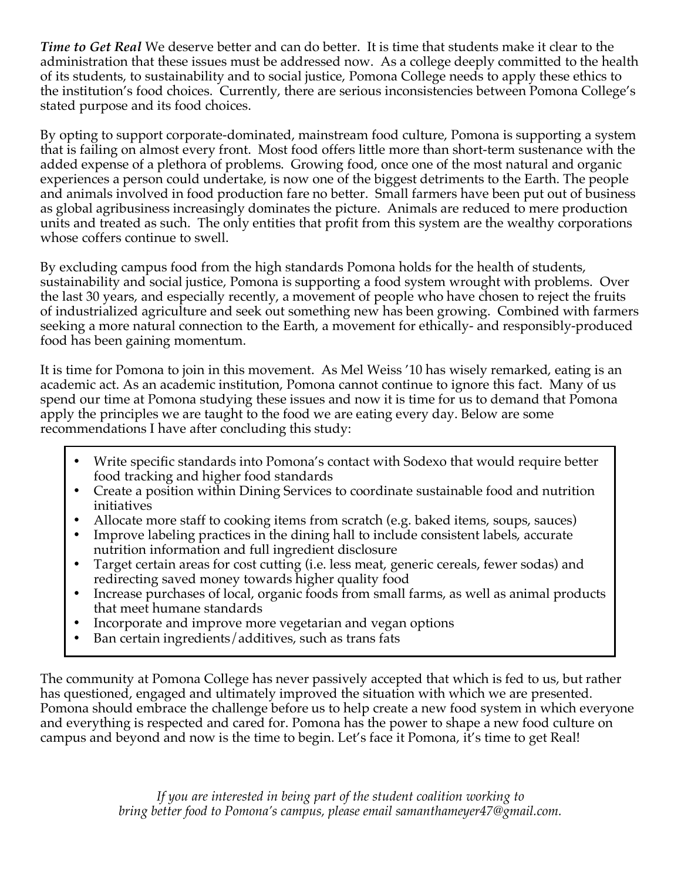***Time to Get Real*** We deserve better and can do better. It is time that students make it clear to the administration that these issues must be addressed now. As a college deeply committed to the health of its students, to sustainability and to social justice, Pomona College needs to apply these ethics to the institution's food choices. Currently, there are serious inconsistencies between Pomona College's stated purpose and its food choices.

By opting to support corporate-dominated, mainstream food culture, Pomona is supporting a system that is failing on almost every front. Most food offers little more than short-term sustenance with the added expense of a plethora of problems. Growing food, once one of the most natural and organic experiences a person could undertake, is now one of the biggest detriments to the Earth. The people and animals involved in food production fare no better. Small farmers have been put out of business as global agribusiness increasingly dominates the picture. Animals are reduced to mere production units and treated as such. The only entities that profit from this system are the wealthy corporations whose coffers continue to swell.

By excluding campus food from the high standards Pomona holds for the health of students, sustainability and social justice, Pomona is supporting a food system wrought with problems. Over the last 30 years, and especially recently, a movement of people who have chosen to reject the fruits of industrialized agriculture and seek out something new has been growing. Combined with farmers seeking a more natural connection to the Earth, a movement for ethically- and responsibly-produced food has been gaining momentum.

It is time for Pomona to join in this movement. As Mel Weiss '10 has wisely remarked, eating is an academic act. As an academic institution, Pomona cannot continue to ignore this fact. Many of us spend our time at Pomona studying these issues and now it is time for us to demand that Pomona apply the principles we are taught to the food we are eating every day. Below are some recommendations I have after concluding this study:

- Write specific standards into Pomona's contact with Sodexo that would require better food tracking and higher food standards
- Create a position within Dining Services to coordinate sustainable food and nutrition initiatives
- Allocate more staff to cooking items from scratch (e.g. baked items, soups, sauces)
- Improve labeling practices in the dining hall to include consistent labels, accurate nutrition information and full ingredient disclosure
- Target certain areas for cost cutting (i.e. less meat, generic cereals, fewer sodas) and redirecting saved money towards higher quality food
- Increase purchases of local, organic foods from small farms, as well as animal products that meet humane standards
- Incorporate and improve more vegetarian and vegan options
- Ban certain ingredients/additives, such as trans fats

The community at Pomona College has never passively accepted that which is fed to us, but rather has questioned, engaged and ultimately improved the situation with which we are presented. Pomona should embrace the challenge before us to help create a new food system in which everyone and everything is respected and cared for. Pomona has the power to shape a new food culture on campus and beyond and now is the time to begin. Let's face it Pomona, it's time to get Real!

*If you are interested in being part of the student coalition working to bring better food to Pomona's campus, please email samanthameyer47@gmail.com.*